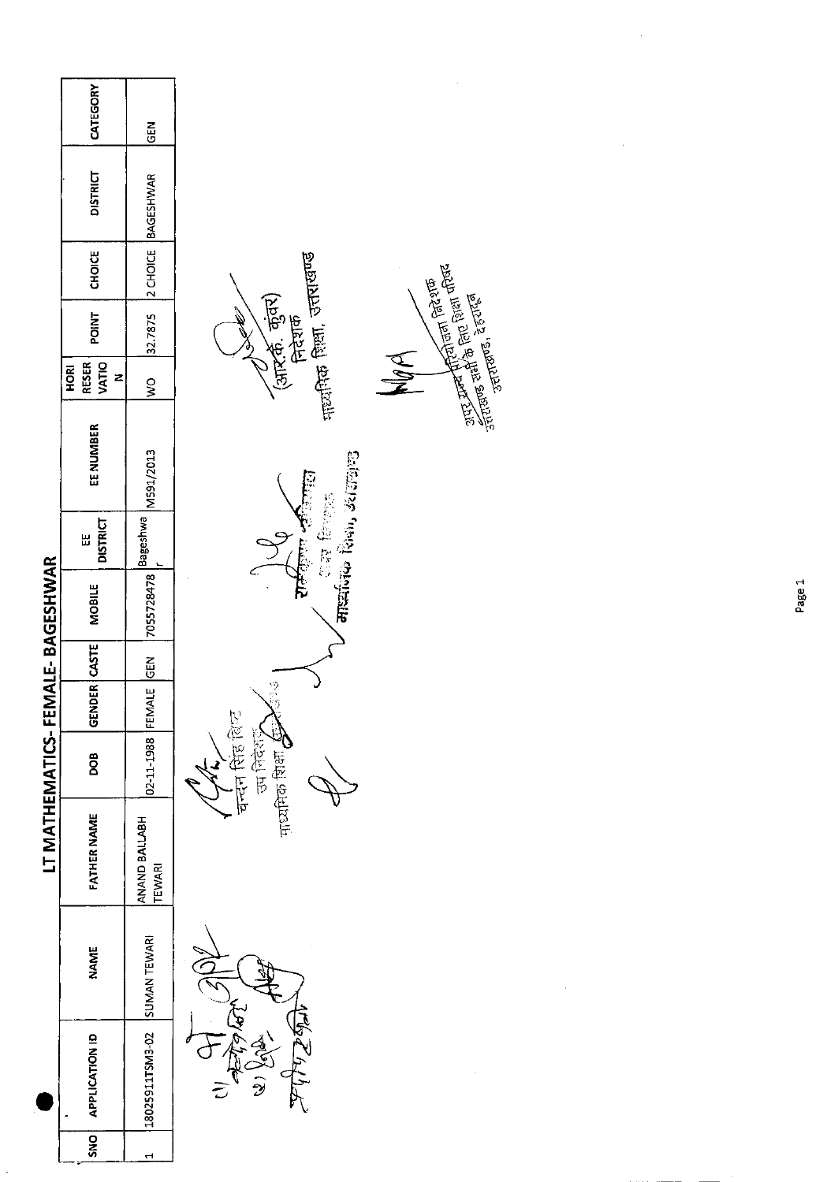# LT MATHEMATICS- FEMALE- BAGESHWAR

| SNO | APPLICATION ID | NAME | FATHER NAME | DOB | GENDER | CASTE | MOBILE | EE DISTRICT | EE NUMBER | HORI RESER VATIO N | POINT | CHOICE | DISTRICT | CATEGORY |
|---|---|---|---|---|---|---|---|---|---|---|---|---|---|---|
| 1 | 18025911TSM3-02 | SUMAN TEWARI | ANAND BALLABH TEWARI | 02-11-1988 | FEMALE | GEN | 7055728478 | Bageshwar | M591/2013 | WO | 32.7875 | 2 CHOICE | BAGESHWAR | GEN |

चन्दन सिंह बिष्ट
उप निदेशक
माध्यमिक शिक्षा, उत्तराखण्ड

उप निदेशक
माध्यमिक शिक्षा, उत्तराखण्ड

(आर.के. कुंवर)
निदेशक
माध्यमिक शिक्षा, उत्तराखण्ड

अपर राज्य परियोजना निदेशक
उत्तराखण्ड सभी के लिए शिक्षा परिषद
उत्तराखण्ड, देहरादून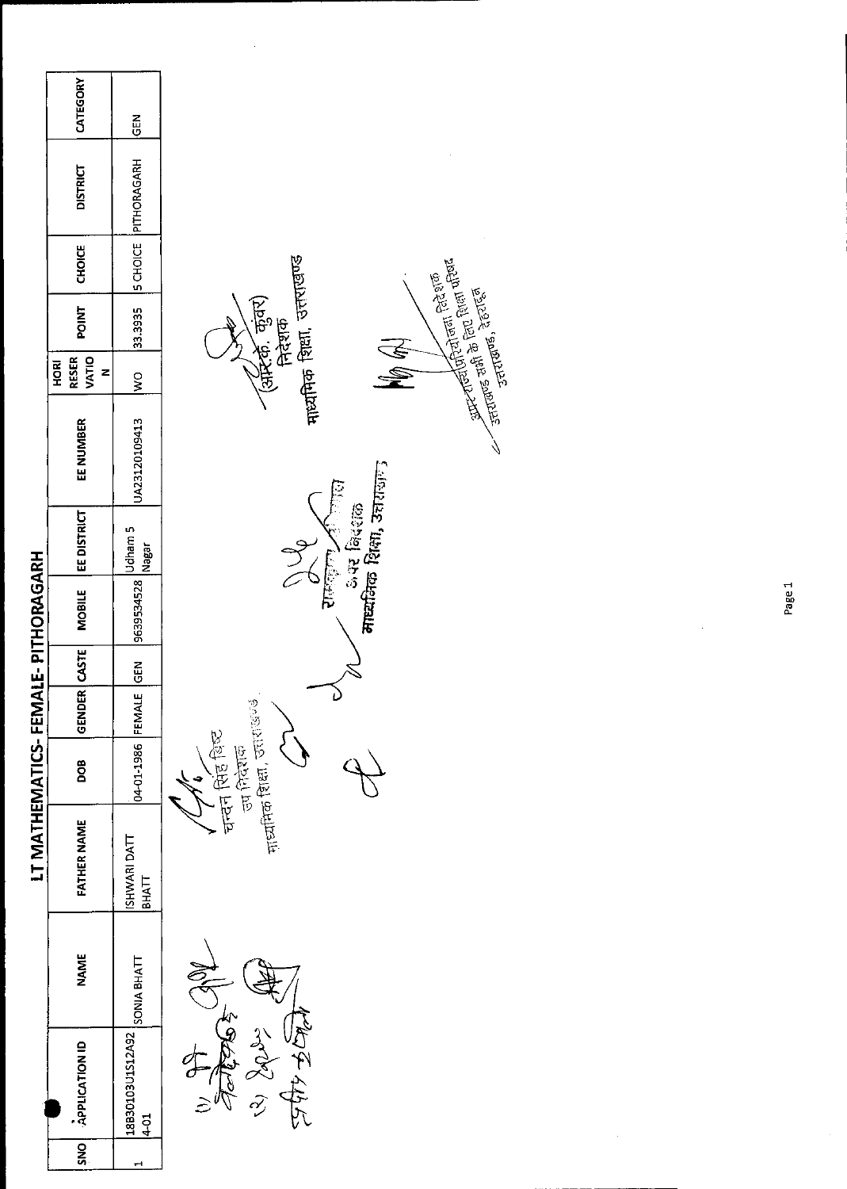# LT MATHEMATICS- FEMALE- PITHORAGARH

| SNO | APPLICATION ID | NAME | FATHER NAME | DOB | GENDER | CASTE | MOBILE | EE DISTRICT | EE NUMBER | HORI RESER VATIO N | POINT | CHOICE | DISTRICT | CATEGORY |
|---|---|---|---|---|---|---|---|---|---|---|---|---|---|---|
| 1 | 18B30103U1S12A924-01 | SONIA BHATT | ISHWARI DATT BHATT | 04-01-1986 | FEMALE | GEN | 9639534528 | Udham S Nagar | UA23120109413 | WO | 33.3935 | 5 CHOICE | PITHORAGARH | GEN |

चन्दन सिंह बिष्ट
उप निदेशक
माध्यमिक शिक्षा, उत्तराखण्ड

उप निदेशक
माध्यमिक शिक्षा, उत्तराखण्ड

अपर निदेशक
माध्यमिक शिक्षा, उत्तराखण्ड

(आर.के. कुंवर)
निदेशक
माध्यमिक शिक्षा, उत्तराखण्ड

अपर राज्य परियोजना निदेशक
उत्तराखण्ड सभी के लिए शिक्षा परिषद
उत्तराखण्ड, देहरादून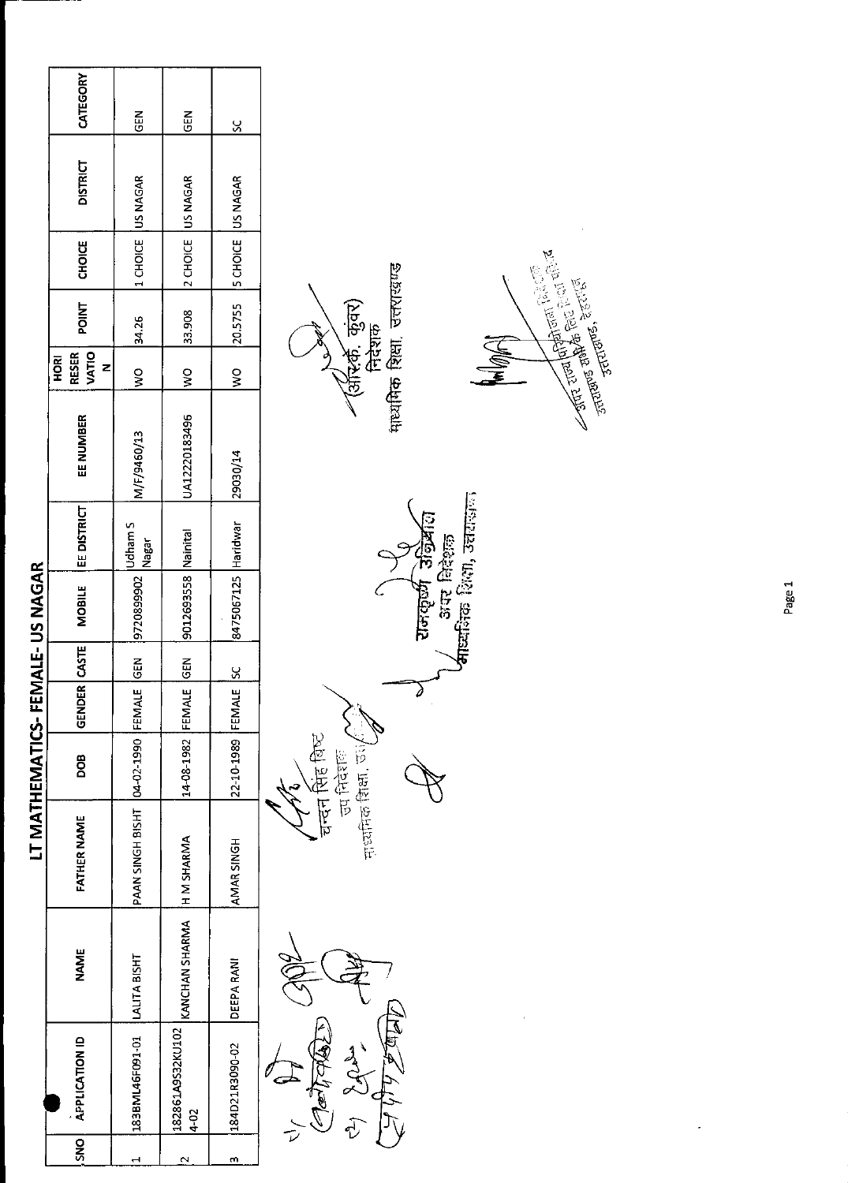# LT MATHEMATICS- FEMALE- US NAGAR

| SNO | APPLICATION ID | NAME | FATHER NAME | DOB | GENDER | CASTE | MOBILE | EE DISTRICT | EE NUMBER | HORI RESER VATIO N | POINT | CHOICE | DISTRICT | CATEGORY |
|---|---|---|---|---|---|---|---|---|---|---|---|---|---|---|
| 1 | 183BML46F091-01 | LALITA BISHT | PAAN SINGH BISHT | 04-02-1990 | FEMALE | GEN | 9720899902 | Udham S Nagar | M/F/9460/13 | WO | 34.26 | 1 CHOICE | US NAGAR | GEN |
| 2 | 182861A9S32KU1024-02 | KANCHAN SHARMA | H M SHARMA | 14-08-1982 | FEMALE | GEN | 9012693558 | Nainital | UA12220183496 | WO | 33.908 | 2 CHOICE | US NAGAR | GEN |
| 3 | 184D21R3090-02 | DEEPA RANI | AMAR SINGH | 22-10-1989 | FEMALE | SC | 8475067125 | Haridwar | 29030/14 | WO | 20.5755 | 5 CHOICE | US NAGAR | SC |

चन्दन सिंह बिष्ट
उप निदेशक
माध्यमिक शिक्षा, उत्तराखण्ड

राजकृष्ण उनियाल
अपर निदेशक
माध्यमिक शिक्षा, उत्तराखण्ड

(आर.के. कुंवर)
निदेशक
माध्यमिक शिक्षा, उत्तराखण्ड

अपर राज्य परियोजना निदेशक
राष्ट्रीय माध्यमिक शिक्षा अभियान
उत्तराखण्ड, देहरादून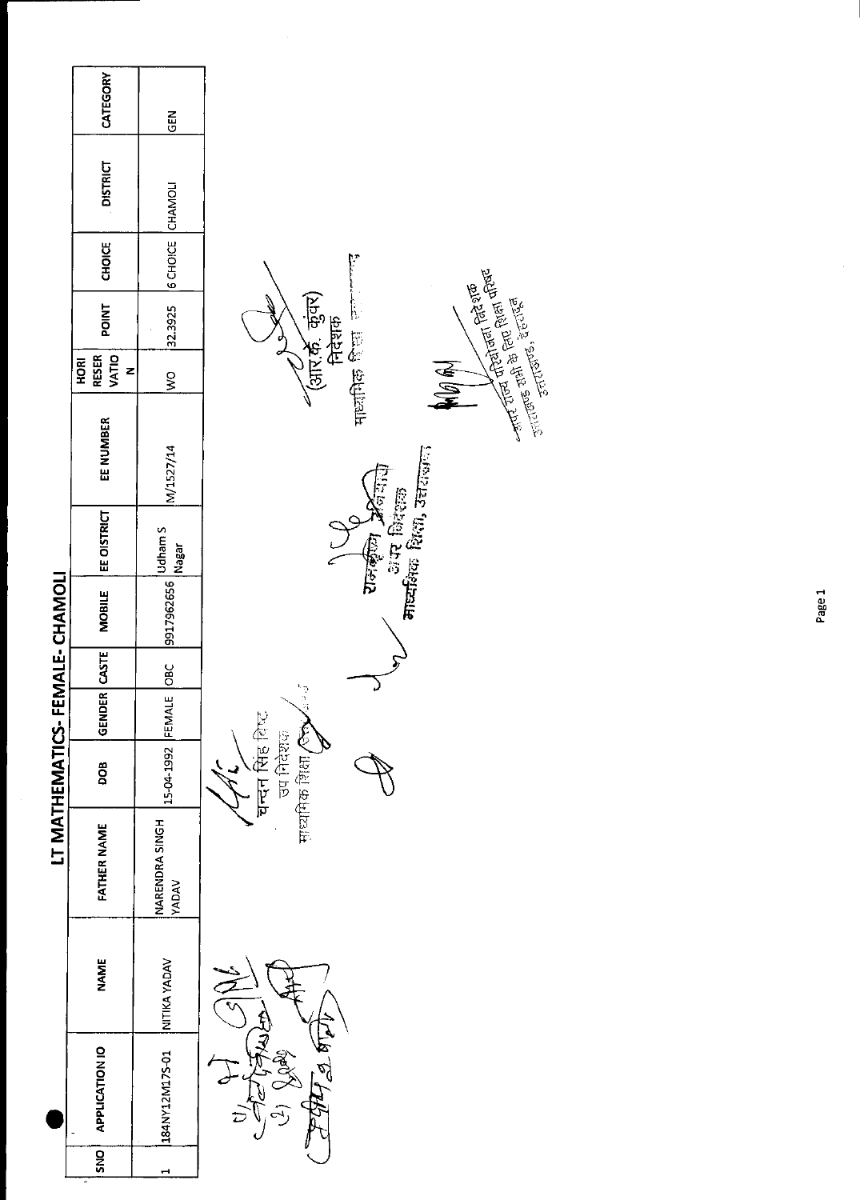# LT MATHEMATICS- FEMALE- CHAMOLI

| SNO | APPLICATION ID | NAME | FATHER NAME | DOB | GENDER | CASTE | MOBILE | EE DISTRICT | EE NUMBER | HORI RESER VATIO N | POINT | CHOICE | DISTRICT | CATEGORY |
|---|---|---|---|---|---|---|---|---|---|---|---|---|---|---|
| 1 | 184NY12M17S-01 | NITIKA YADAV | NARENDRA SINGH YADAV | 15-04-1992 | FEMALE | OBC | 9917962656 | Udham S Nagar | M/1527/14 | WO | 32.3925 | 6 CHOICE | CHAMOLI | GEN |

चन्दन सिंह बिष्ट
उप निदेशक
माध्यमिक शिक्षा

अपर निदेशक
माध्यमिक शिक्षा, उत्तराखण्ड

(आर.के. कुंवर)
निदेशक
माध्यमिक शिक्षा

अपर राज्य परियोजना निदेशक
उत्तराखण्ड सभी के लिए शिक्षा परिषद
उत्तराखण्ड, देहरादून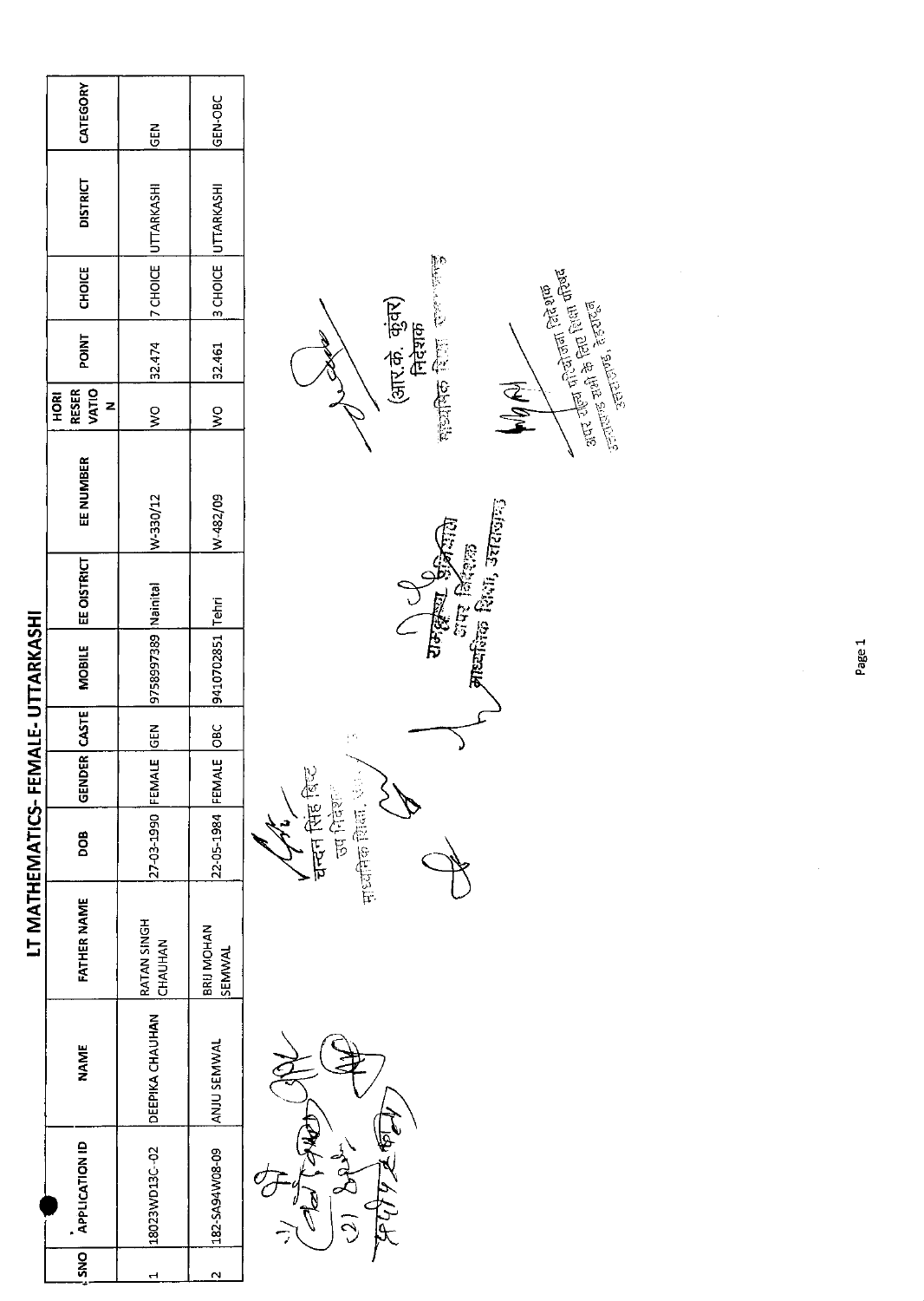# LT MATHEMATICS- FEMALE- UTTARKASHI

| SNO | APPLICATION ID | NAME | FATHER NAME | DOB | GENDER | CASTE | MOBILE | EE DISTRICT | EE NUMBER | HORI RESERVATION | POINT | CHOICE | DISTRICT | CATEGORY |
|---|---|---|---|---|---|---|---|---|---|---|---|---|---|---|
| 1 | 18023WD13C-02 | DEEPIKA CHAUHAN | RATAN SINGH CHAUHAN | 27-03-1990 | FEMALE | GEN | 9758997389 | Nainital | W-330/12 | WO | 32.474 | 7 CHOICE | UTTARKASHI | GEN |
| 2 | 182-SA94W08-09 | ANJU SEMWAL | BRIJ MOHAN SEMWAL | 22-05-1984 | FEMALE | OBC | 9410702851 | Tehri | W-482/09 | WO | 32.461 | 3 CHOICE | UTTARKASHI | GEN-OBC |

चन्दन सिंह बिष्ट
उप निदेशक
माध्यमिक शिक्षा, उत्तराखण्ड

अपर निदेशक
माध्यमिक शिक्षा, उत्तराखण्ड

(आर.के. कुंवर)
निदेशक
माध्यमिक शिक्षा, उत्तराखण्ड

अपर राज्य परियोजना निदेशक
उत्तराखण्ड सभी के लिए शिक्षा परिषद
उत्तराखण्ड, देहरादून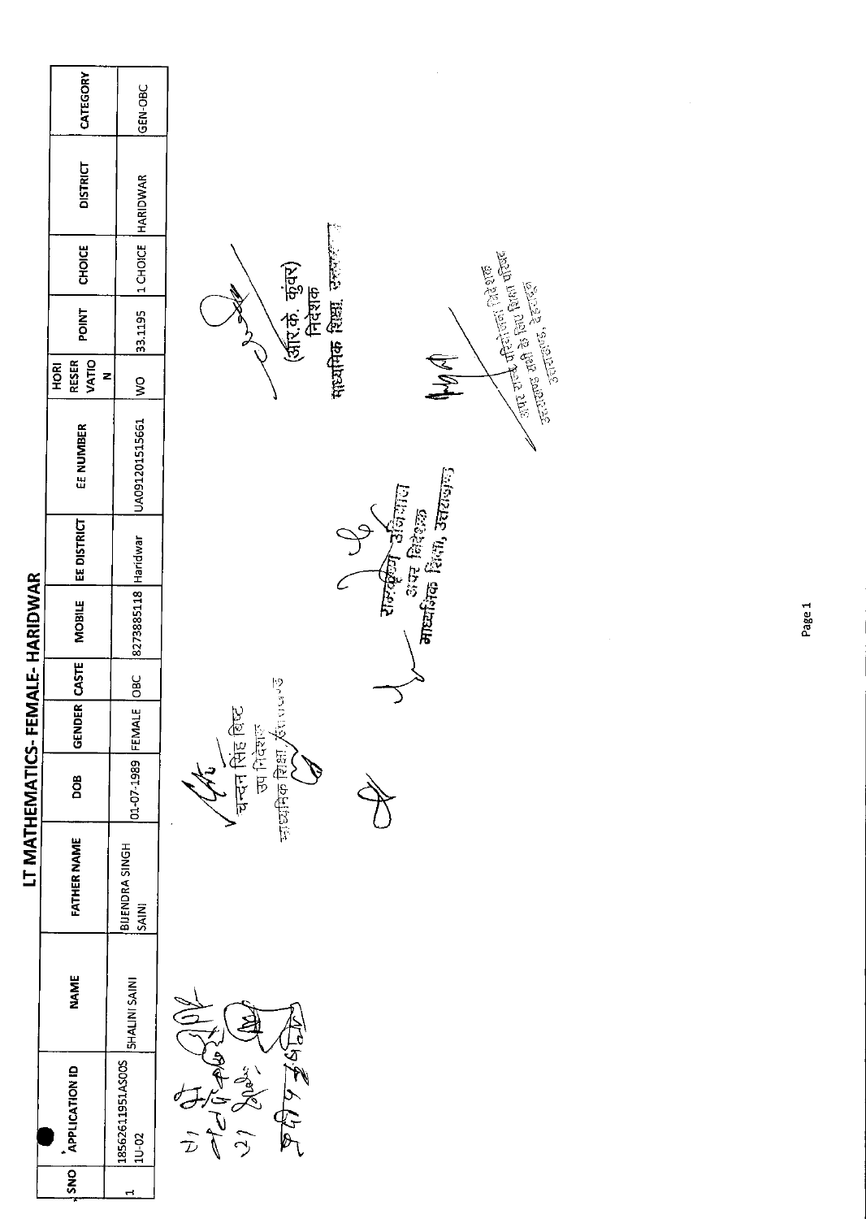# LT MATHEMATICS- FEMALE- HARIDWAR

| SNO | APPLICATION ID | NAME | FATHER NAME | DOB | GENDER | CASTE | MOBILE | EE DISTRICT | EE NUMBER | HORI RESER VATIO N | POINT | CHOICE | DISTRICT | CATEGORY |
|---|---|---|---|---|---|---|---|---|---|---|---|---|---|---|
| 1 | 18562611951AS00S 1U-02 | SHALINI SAINI | BIJENDRA SINGH SAINI | 01-07-1989 | FEMALE | OBC | 8273885118 | Haridwar | UA091201515661 | WO | 33.1195 | 1 CHOICE | HARIDWAR | GEN-OBC |

चन्दन सिंह बिष्ट
उप निदेशक
माध्यमिक शिक्षा, उत्तराखण्ड

राजकुमार अधिकारी
अपर निदेशक
माध्यमिक शिक्षा, उत्तराखण्ड

(आर.के. कुंवर)
निदेशक
माध्यमिक शिक्षा, उत्तराखण्ड

अपर राज्य परियोजना निदेशक
समग्र शिक्षा परिषद
उत्तराखण्ड, देहरादून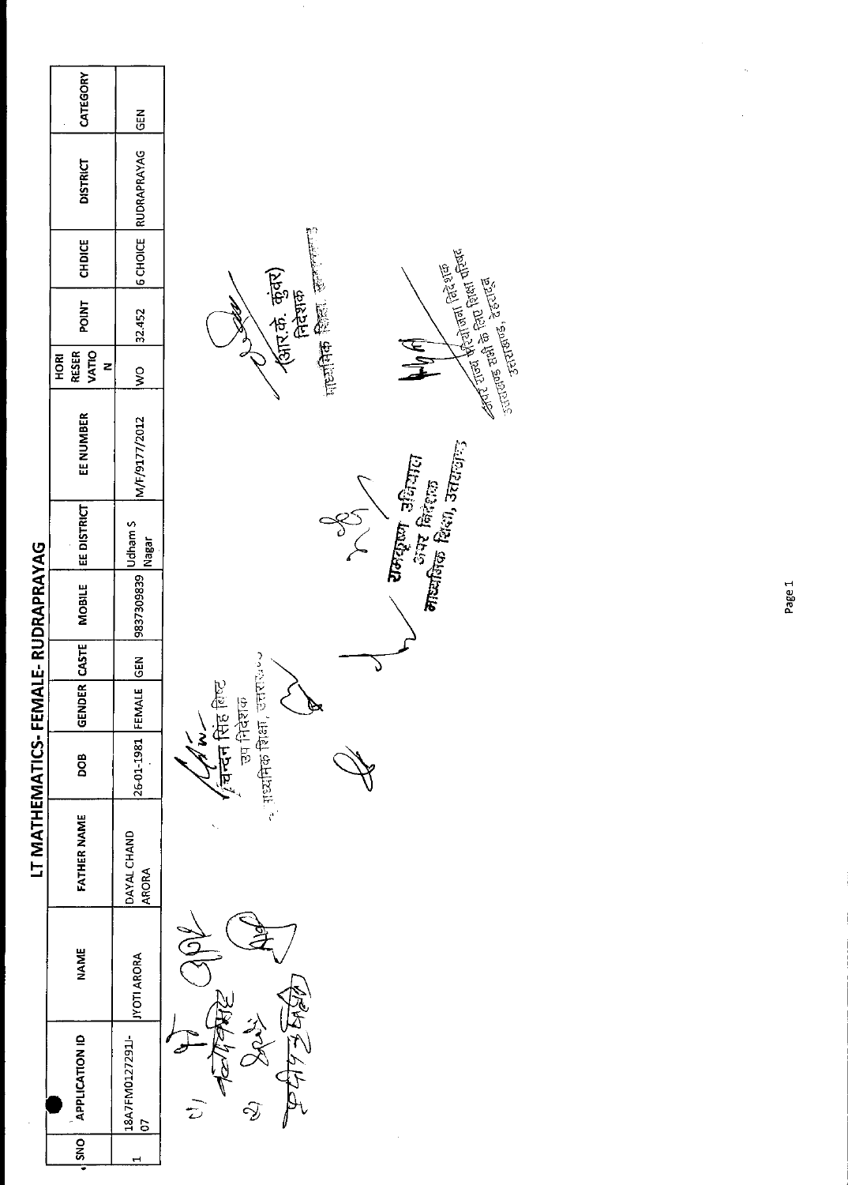# LT MATHEMATICS- FEMALE- RUDRAPRAYAG

| SNO | APPLICATION ID | NAME | FATHER NAME | DOB | GENDER | CASTE | MOBILE | EE DISTRICT | EE NUMBER | HORI RESER VATIO N | POINT | CHOICE | DISTRICT | CATEGORY |
|---|---|---|---|---|---|---|---|---|---|---|---|---|---|---|
| 1 | 18A7FM0127291I-07 | JYOTI ARORA | DAYAL CHAND ARORA | 26-01-1981 | FEMALE | GEN | 9837309839 | Udham S Nagar | M/F/9177/2012 | WO | 32.452 | 6 CHOICE | RUDRAPRAYAG | GEN |

चन्दन सिंह बिष्ट
उप निदेशक
माध्यमिक शिक्षा, उत्तराखण्ड

राजकृष्ण उनियाल
अपर निदेशक
माध्यमिक शिक्षा, उत्तराखण्ड

(आर.के. कुंवर)
निदेशक
माध्यमिक शिक्षा

अपर राज्य परियोजना निदेशक
उत्तराखण्ड सभी के लिए शिक्षा परिषद
उत्तराखण्ड, देहरादून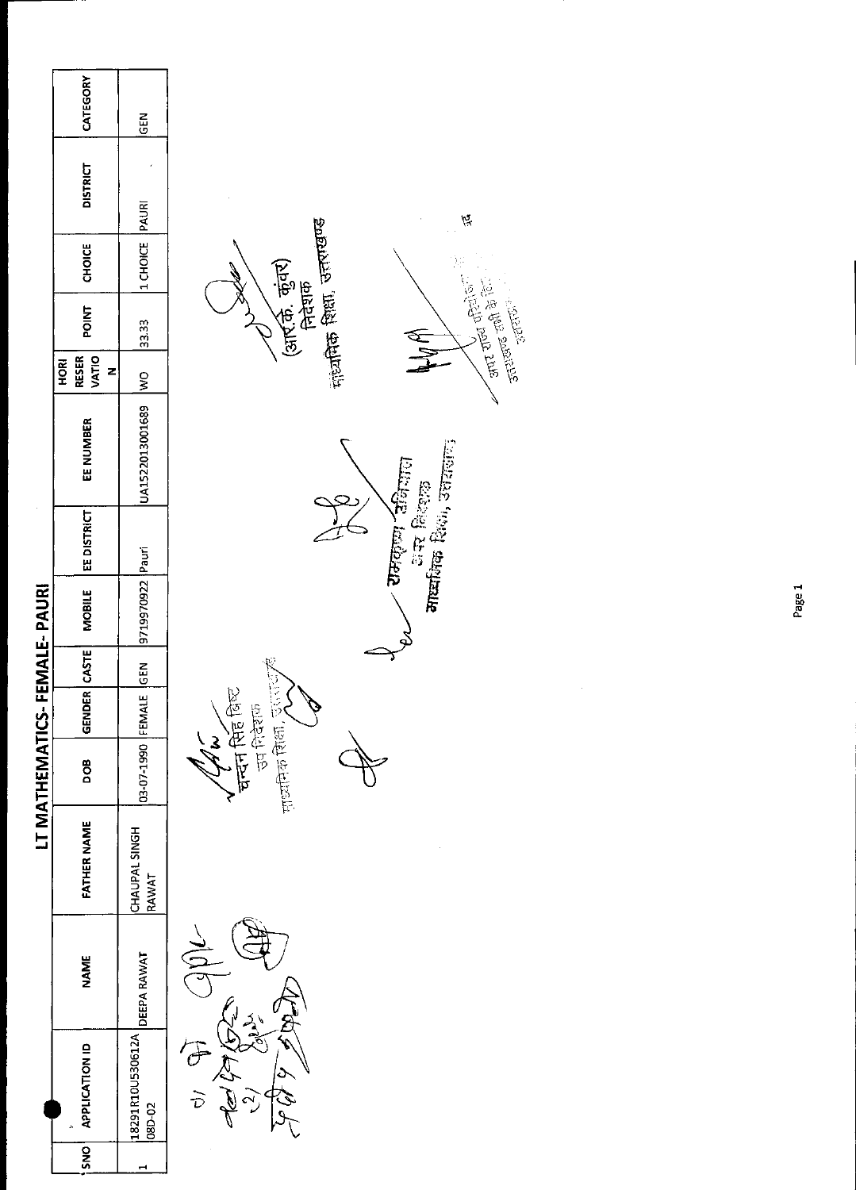# LT MATHEMATICS- FEMALE- PAURI

| SNO | APPLICATION ID | NAME | FATHER NAME | DOB | GENDER | CASTE | MOBILE | EE DISTRICT | EE NUMBER | HORI RESERVATION | POINT | CHOICE | DISTRICT | CATEGORY |
|---|---|---|---|---|---|---|---|---|---|---|---|---|---|---|
| 1 | 18291R10U530612A08D-02 | DEEPA RAWAT | CHAUPAL SINGH RAWAT | 03-07-1990 | FEMALE | GEN | 9719970922 | Pauri | UA1522013001689 | WO | 33.33 | 1 CHOICE | PAURI | GEN |

चन्दन सिंह बिष्ट
उप निदेशक
माध्यमिक शिक्षा, उत्तराखण्ड

रामकृष्ण उनियाल
अपर निदेशक
माध्यमिक शिक्षा, उत्तराखण्ड

(आर.के. कुंवर)
निदेशक
माध्यमिक शिक्षा, उत्तराखण्ड

अपर राज्य परियोजना निदेशक
उत्तराखण्ड सभी के लिए शिक्षा
उत्तराखण्ड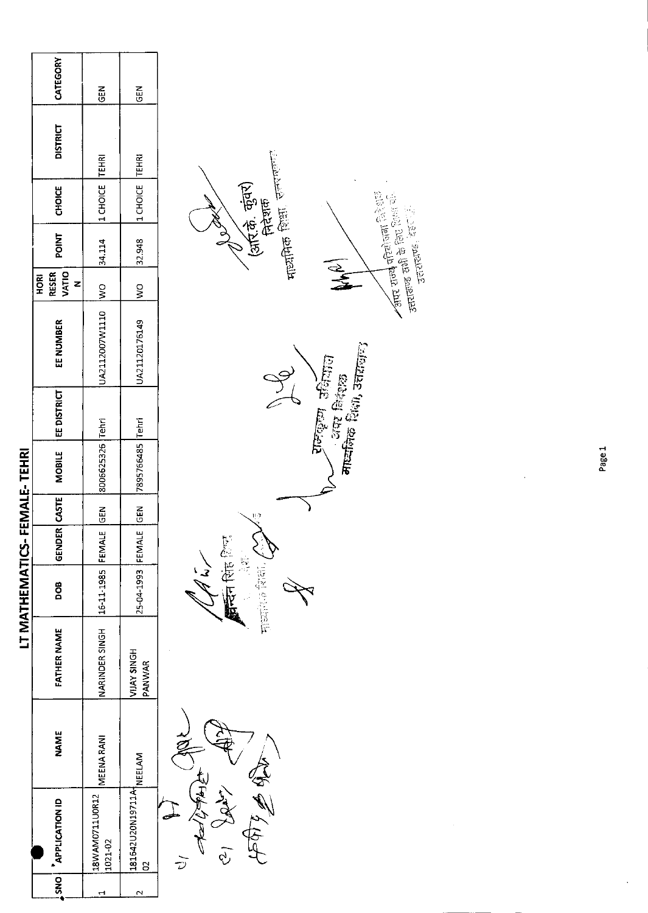# LT MATHEMATICS- FEMALE- TEHRI

| SNO | APPLICATION ID | NAME | FATHER NAME | DOB | GENDER | CASTE | MOBILE | EE DISTRICT | EE NUMBER | HORI RESER VATIO N | POINT | CHOICE | DISTRICT | CATEGORY |
|---|---|---|---|---|---|---|---|---|---|---|---|---|---|---|
| 1 | 18WAM0711U0R12 1021-02 | MEENA RANI | NARINDER SINGH | 16-11-1985 | FEMALE | GEN | 8006625326 | Tehri | UA2112007W1110 | WO | 34.114 | 1 CHOICE | TEHRI | GEN |
| 2 | 181542U20N19711A 02 | NEELAM | VIJAY SINGH PANWAR | 25-04-1993 | FEMALE | GEN | 7895766485 | Tehri | UA21120176149 | WO | 32.948 | 1 CHOICE | TEHRI | GEN |

(आर.के. कुंवर)
निदेशक
माध्यमिक शिक्षा उत्तराखण्ड

राजकृष्ण उनियाल
अपर निदेशक
माध्यमिक शिक्षा, उत्तराखण्ड

अपर राज्य परियोजना निदेशक
उत्तराखण्ड सभी के लिए शिक्षा परि.
उत्तराखण्ड, देहरादून

माध्यमिक शिक्षा